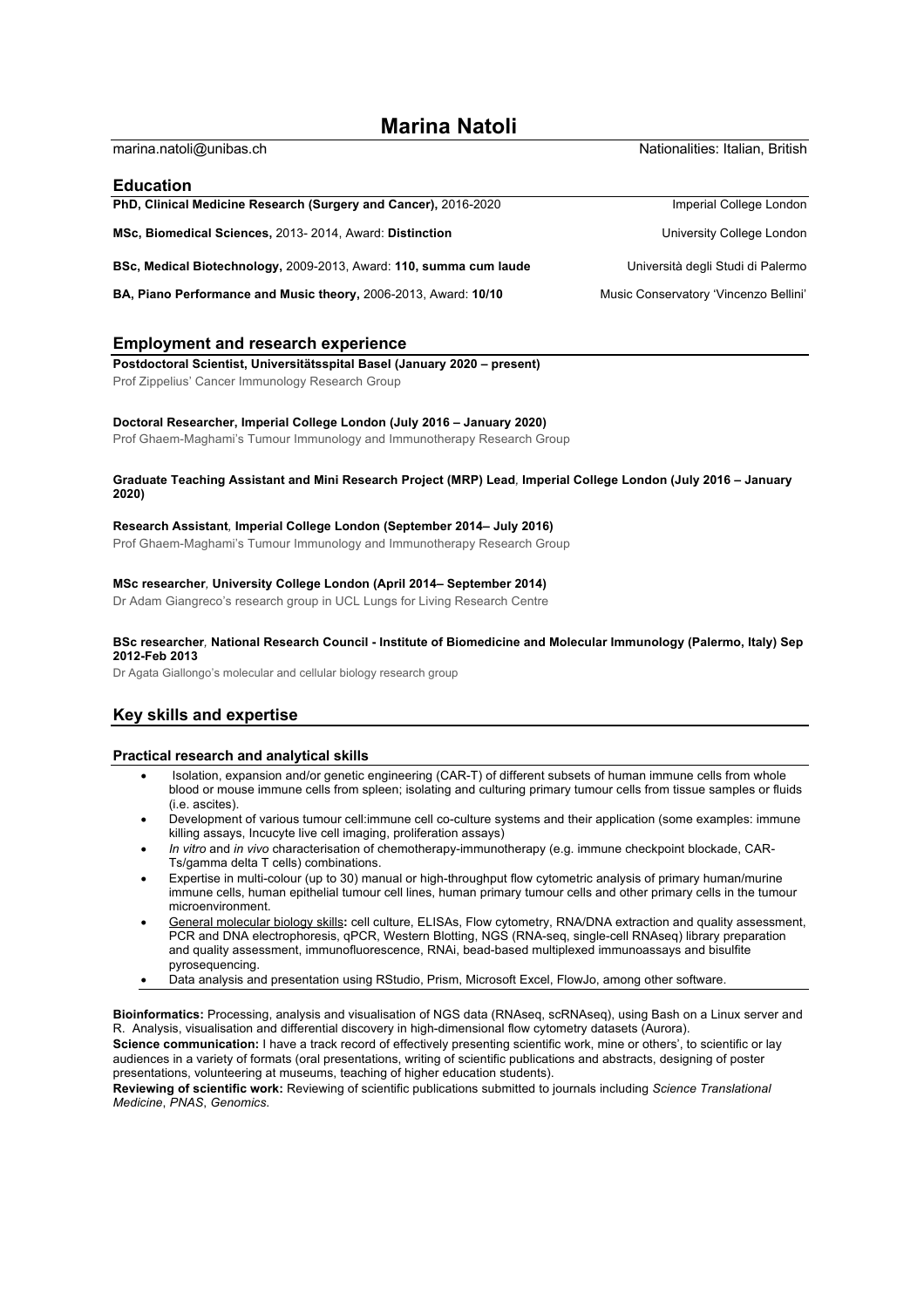# Marina Natoli

marina.natoli@unibas.ch — Nationalities: Italian, British

## Education

**PhD, Clinical Medicine Research (Surgery and Cancer),** 2016-2020 — Imperial College London

**MSc, Biomedical Sciences,** 2013- 2014, Award: **Distinction** — University College London

**BSc, Medical Biotechnology,** 2009-2013, Award: **110, summa cum laude** — Università degli Studi di Palermo

**BA, Piano Performance and Music theory,** 2006-2013, Award: **10/10** — Music Conservatory 'Vincenzo Bellini'

## Employment and research experience

**Postdoctoral Scientist, Universitätsspital Basel (January 2020 – present)**
Prof Zippelius' Cancer Immunology Research Group

**Doctoral Researcher, Imperial College London (July 2016 – January 2020)**
Prof Ghaem-Maghami's Tumour Immunology and Immunotherapy Research Group

**Graduate Teaching Assistant and Mini Research Project (MRP) Lead, Imperial College London (July 2016 – January 2020)**

**Research Assistant, Imperial College London (September 2014– July 2016)**
Prof Ghaem-Maghami's Tumour Immunology and Immunotherapy Research Group

**MSc researcher, University College London (April 2014– September 2014)**
Dr Adam Giangreco's research group in UCL Lungs for Living Research Centre

**BSc researcher, National Research Council - Institute of Biomedicine and Molecular Immunology (Palermo, Italy) Sep 2012-Feb 2013**
Dr Agata Giallongo's molecular and cellular biology research group

## Key skills and expertise

### Practical research and analytical skills

- Isolation, expansion and/or genetic engineering (CAR-T) of different subsets of human immune cells from whole blood or mouse immune cells from spleen; isolating and culturing primary tumour cells from tissue samples or fluids (i.e. ascites).
- Development of various tumour cell:immune cell co-culture systems and their application (some examples: immune killing assays, Incucyte live cell imaging, proliferation assays)
- *In vitro* and *in vivo* characterisation of chemotherapy-immunotherapy (e.g. immune checkpoint blockade, CAR-Ts/gamma delta T cells) combinations.
- Expertise in multi-colour (up to 30) manual or high-throughput flow cytometric analysis of primary human/murine immune cells, human epithelial tumour cell lines, human primary tumour cells and other primary cells in the tumour microenvironment.
- General molecular biology skills**:** cell culture, ELISAs, Flow cytometry, RNA/DNA extraction and quality assessment, PCR and DNA electrophoresis, qPCR, Western Blotting, NGS (RNA-seq, single-cell RNAseq) library preparation and quality assessment, immunofluorescence, RNAi, bead-based multiplexed immunoassays and bisulfite pyrosequencing.
- Data analysis and presentation using RStudio, Prism, Microsoft Excel, FlowJo, among other software.

**Bioinformatics:** Processing, analysis and visualisation of NGS data (RNAseq, scRNAseq), using Bash on a Linux server and R. Analysis, visualisation and differential discovery in high-dimensional flow cytometry datasets (Aurora).
**Science communication:** I have a track record of effectively presenting scientific work, mine or others', to scientific or lay audiences in a variety of formats (oral presentations, writing of scientific publications and abstracts, designing of poster presentations, volunteering at museums, teaching of higher education students).
**Reviewing of scientific work:** Reviewing of scientific publications submitted to journals including *Science Translational Medicine*, *PNAS*, *Genomics.*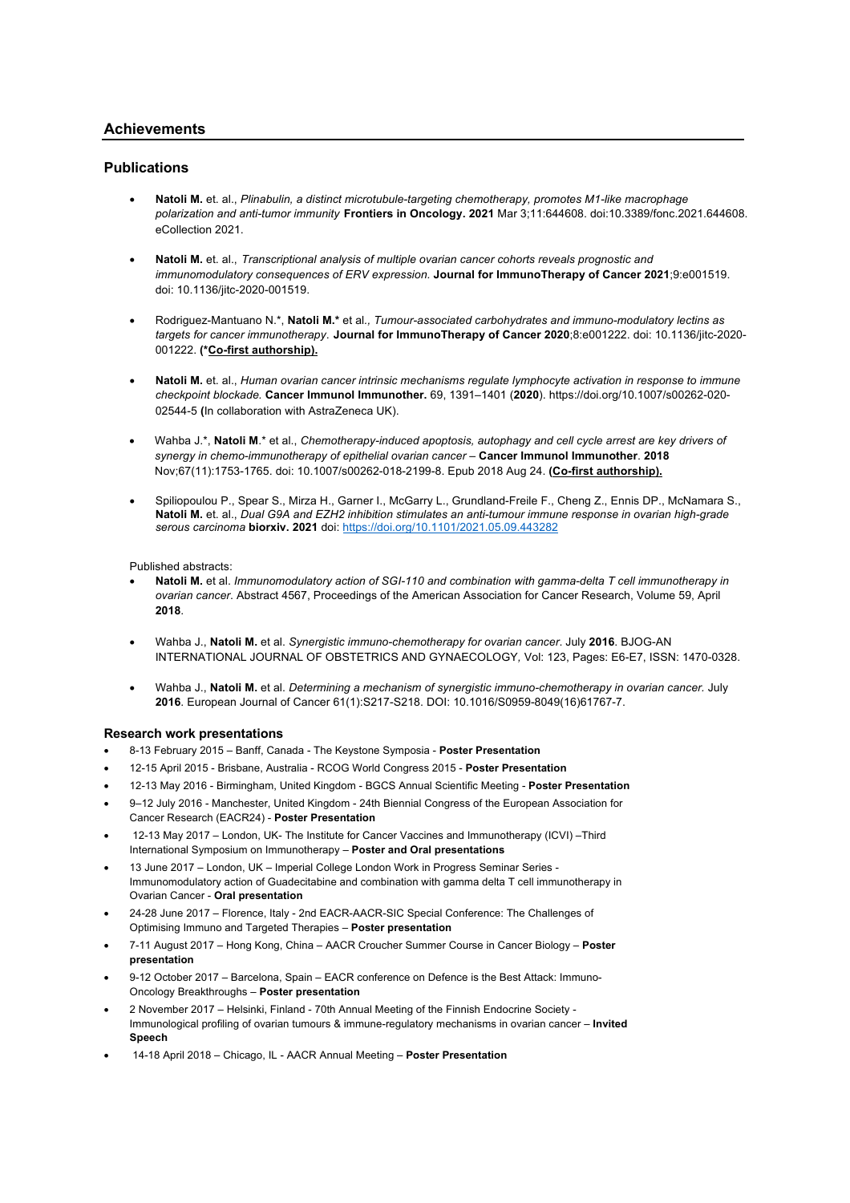## Achievements

### Publications

- **Natoli M.** et. al., *Plinabulin, a distinct microtubule-targeting chemotherapy, promotes M1-like macrophage polarization and anti-tumor immunity* **Frontiers in Oncology. 2021** Mar 3;11:644608. doi:10.3389/fonc.2021.644608. eCollection 2021.

- **Natoli M.** et. al., *Transcriptional analysis of multiple ovarian cancer cohorts reveals prognostic and immunomodulatory consequences of ERV expression.* **Journal for ImmunoTherapy of Cancer 2021**;9:e001519. doi: 10.1136/jitc-2020-001519.

- Rodriguez-Mantuano N.*, **Natoli M.*** et al*., Tumour-associated carbohydrates and immuno-modulatory lectins as targets for cancer immunotherapy*. **Journal for ImmunoTherapy of Cancer 2020**;8:e001222. doi: 10.1136/jitc-2020-001222. **(*Co-first authorship).**

- **Natoli M.** et. al., *Human ovarian cancer intrinsic mechanisms regulate lymphocyte activation in response to immune checkpoint blockade.* **Cancer Immunol Immunother.** 69, 1391–1401 (**2020**). https://doi.org/10.1007/s00262-020-02544-5 **(**In collaboration with AstraZeneca UK).

- Wahba J.*, **Natoli M**.* et al., *Chemotherapy-induced apoptosis, autophagy and cell cycle arrest are key drivers of synergy in chemo-immunotherapy of epithelial ovarian cancer* – **Cancer Immunol Immunother**. **2018** Nov;67(11):1753-1765. doi: 10.1007/s00262-018-2199-8. Epub 2018 Aug 24. **(Co-first authorship).**

- Spiliopoulou P., Spear S., Mirza H., Garner I., McGarry L., Grundland-Freile F., Cheng Z., Ennis DP., McNamara S., **Natoli M.** et. al., *Dual G9A and EZH2 inhibition stimulates an anti-tumour immune response in ovarian high-grade serous carcinoma* **biorxiv. 2021** doi: https://doi.org/10.1101/2021.05.09.443282

Published abstracts:

- **Natoli M.** et al. *Immunomodulatory action of SGI-110 and combination with gamma-delta T cell immunotherapy in ovarian cancer*. Abstract 4567, Proceedings of the American Association for Cancer Research, Volume 59, April **2018**.

- Wahba J., **Natoli M.** et al. *Synergistic immuno-chemotherapy for ovarian cancer*. July **2016**. BJOG-AN INTERNATIONAL JOURNAL OF OBSTETRICS AND GYNAECOLOGY*,* Vol: 123, Pages: E6-E7, ISSN: 1470-0328.

- Wahba J., **Natoli M.** et al. *Determining a mechanism of synergistic immuno-chemotherapy in ovarian cancer.* July **2016**. European Journal of Cancer 61(1):S217-S218. DOI: 10.1016/S0959-8049(16)61767-7.

### Research work presentations

- 8-13 February 2015 – Banff, Canada - The Keystone Symposia - **Poster Presentation**
- 12-15 April 2015 - Brisbane, Australia - RCOG World Congress 2015 - **Poster Presentation**
- 12-13 May 2016 - Birmingham, United Kingdom - BGCS Annual Scientific Meeting - **Poster Presentation**
- 9–12 July 2016 - Manchester, United Kingdom - 24th Biennial Congress of the European Association for Cancer Research (EACR24) - **Poster Presentation**
- 12-13 May 2017 – London, UK- The Institute for Cancer Vaccines and Immunotherapy (ICVI) –Third International Symposium on Immunotherapy – **Poster and Oral presentations**
- 13 June 2017 – London, UK – Imperial College London Work in Progress Seminar Series - Immunomodulatory action of Guadecitabine and combination with gamma delta T cell immunotherapy in Ovarian Cancer - **Oral presentation**
- 24-28 June 2017 – Florence, Italy - 2nd EACR-AACR-SIC Special Conference: The Challenges of Optimising Immuno and Targeted Therapies – **Poster presentation**
- 7-11 August 2017 – Hong Kong, China – AACR Croucher Summer Course in Cancer Biology – **Poster presentation**
- 9-12 October 2017 – Barcelona, Spain – EACR conference on Defence is the Best Attack: Immuno-Oncology Breakthroughs – **Poster presentation**
- 2 November 2017 – Helsinki, Finland - 70th Annual Meeting of the Finnish Endocrine Society - Immunological profiling of ovarian tumours & immune-regulatory mechanisms in ovarian cancer – **Invited Speech**
- 14-18 April 2018 – Chicago, IL - AACR Annual Meeting – **Poster Presentation**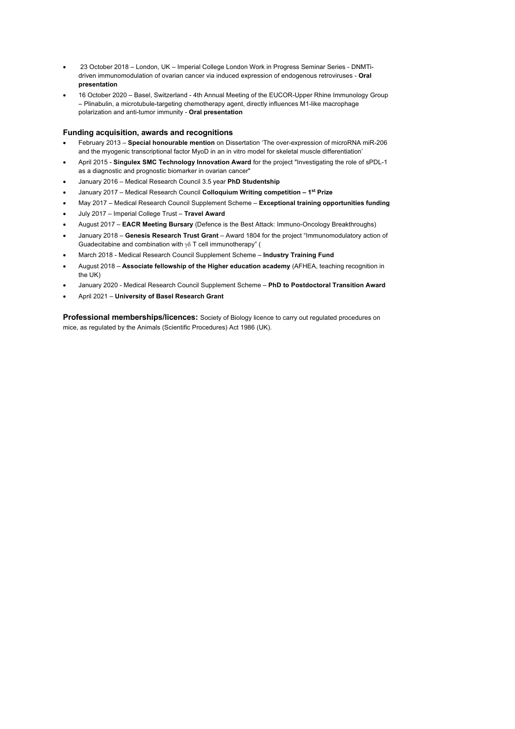- 23 October 2018 – London, UK – Imperial College London Work in Progress Seminar Series - DNMTi-driven immunomodulation of ovarian cancer via induced expression of endogenous retroviruses - **Oral presentation**
- 16 October 2020 – Basel, Switzerland - 4th Annual Meeting of the EUCOR-Upper Rhine Immunology Group – Plinabulin, a microtubule-targeting chemotherapy agent, directly influences M1-like macrophage polarization and anti-tumor immunity - **Oral presentation**

### Funding acquisition, awards and recognitions

- February 2013 – **Special honourable mention** on Dissertation 'The over-expression of microRNA miR-206 and the myogenic transcriptional factor MyoD in an in vitro model for skeletal muscle differentiation'
- April 2015 - **Singulex SMC Technology Innovation Award** for the project "Investigating the role of sPDL-1 as a diagnostic and prognostic biomarker in ovarian cancer"
- January 2016 – Medical Research Council 3.5 year **PhD Studentship**
- January 2017 – Medical Research Council **Colloquium Writing competition – 1st Prize**
- May 2017 – Medical Research Council Supplement Scheme – **Exceptional training opportunities funding**
- July 2017 – Imperial College Trust – **Travel Award**
- August 2017 – **EACR Meeting Bursary** (Defence is the Best Attack: Immuno-Oncology Breakthroughs)
- January 2018 – **Genesis Research Trust Grant** – Award 1804 for the project "Immunomodulatory action of Guadecitabine and combination with $\gamma\delta$ T cell immunotherapy" (
- March 2018 - Medical Research Council Supplement Scheme – **Industry Training Fund**
- August 2018 – **Associate fellowship of the Higher education academy** (AFHEA, teaching recognition in the UK)
- January 2020 - Medical Research Council Supplement Scheme – **PhD to Postdoctoral Transition Award**
- April 2021 – **University of Basel Research Grant**

**Professional memberships/licences:** Society of Biology licence to carry out regulated procedures on mice, as regulated by the Animals (Scientific Procedures) Act 1986 (UK).